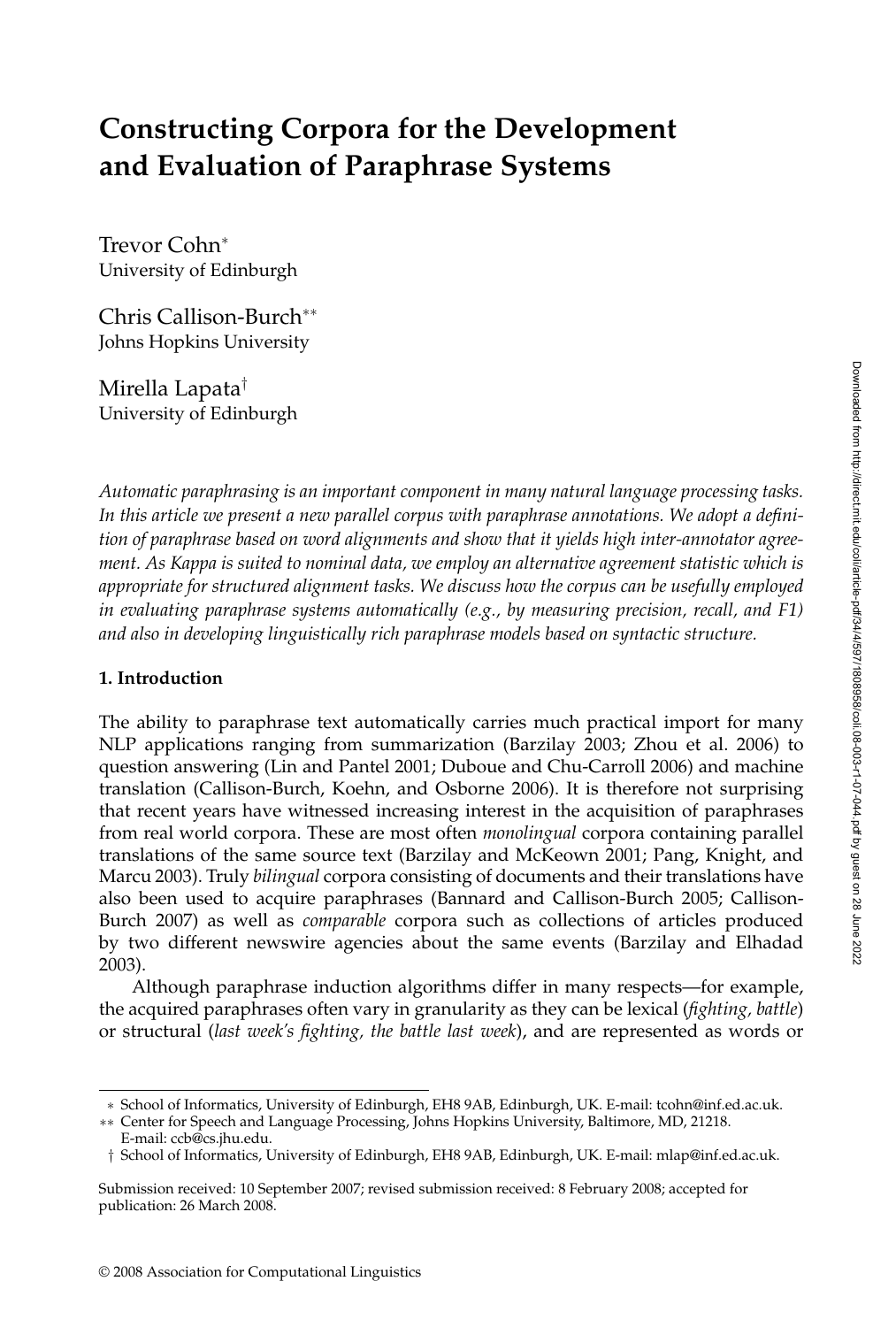# Constructing Corpora for the Development and Evaluation of Paraphrase Systems

Trevor Cohn*
University of Edinburgh

Chris Callison-Burch**
Johns Hopkins University

Mirella Lapata†
University of Edinburgh

*Automatic paraphrasing is an important component in many natural language processing tasks. In this article we present a new parallel corpus with paraphrase annotations. We adopt a definition of paraphrase based on word alignments and show that it yields high inter-annotator agreement. As Kappa is suited to nominal data, we employ an alternative agreement statistic which is appropriate for structured alignment tasks. We discuss how the corpus can be usefully employed in evaluating paraphrase systems automatically (e.g., by measuring precision, recall, and F1) and also in developing linguistically rich paraphrase models based on syntactic structure.*

## 1. Introduction

The ability to paraphrase text automatically carries much practical import for many NLP applications ranging from summarization (Barzilay 2003; Zhou et al. 2006) to question answering (Lin and Pantel 2001; Duboue and Chu-Carroll 2006) and machine translation (Callison-Burch, Koehn, and Osborne 2006). It is therefore not surprising that recent years have witnessed increasing interest in the acquisition of paraphrases from real world corpora. These are most often *monolingual* corpora containing parallel translations of the same source text (Barzilay and McKeown 2001; Pang, Knight, and Marcu 2003). Truly *bilingual* corpora consisting of documents and their translations have also been used to acquire paraphrases (Bannard and Callison-Burch 2005; Callison-Burch 2007) as well as *comparable* corpora such as collections of articles produced by two different newswire agencies about the same events (Barzilay and Elhadad 2003).

Although paraphrase induction algorithms differ in many respects—for example, the acquired paraphrases often vary in granularity as they can be lexical (*fighting, battle*) or structural (*last week's fighting, the battle last week*), and are represented as words or

---

* School of Informatics, University of Edinburgh, EH8 9AB, Edinburgh, UK. E-mail: tcohn@inf.ed.ac.uk.

** Center for Speech and Language Processing, Johns Hopkins University, Baltimore, MD, 21218. E-mail: ccb@cs.jhu.edu.

† School of Informatics, University of Edinburgh, EH8 9AB, Edinburgh, UK. E-mail: mlap@inf.ed.ac.uk.

Submission received: 10 September 2007; revised submission received: 8 February 2008; accepted for publication: 26 March 2008.

© 2008 Association for Computational Linguistics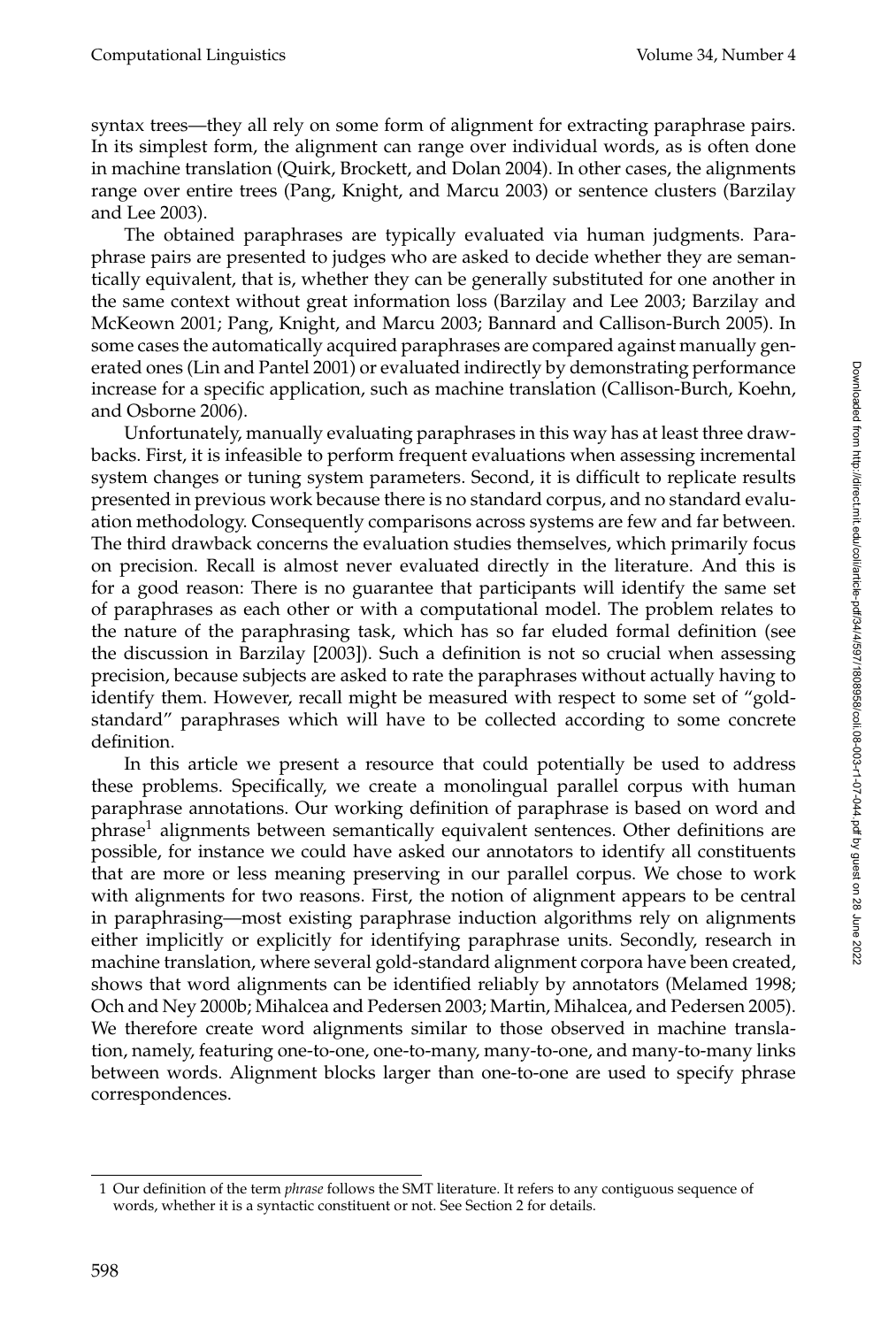syntax trees—they all rely on some form of alignment for extracting paraphrase pairs. In its simplest form, the alignment can range over individual words, as is often done in machine translation (Quirk, Brockett, and Dolan 2004). In other cases, the alignments range over entire trees (Pang, Knight, and Marcu 2003) or sentence clusters (Barzilay and Lee 2003).

The obtained paraphrases are typically evaluated via human judgments. Paraphrase pairs are presented to judges who are asked to decide whether they are semantically equivalent, that is, whether they can be generally substituted for one another in the same context without great information loss (Barzilay and Lee 2003; Barzilay and McKeown 2001; Pang, Knight, and Marcu 2003; Bannard and Callison-Burch 2005). In some cases the automatically acquired paraphrases are compared against manually generated ones (Lin and Pantel 2001) or evaluated indirectly by demonstrating performance increase for a specific application, such as machine translation (Callison-Burch, Koehn, and Osborne 2006).

Unfortunately, manually evaluating paraphrases in this way has at least three drawbacks. First, it is infeasible to perform frequent evaluations when assessing incremental system changes or tuning system parameters. Second, it is difficult to replicate results presented in previous work because there is no standard corpus, and no standard evaluation methodology. Consequently comparisons across systems are few and far between. The third drawback concerns the evaluation studies themselves, which primarily focus on precision. Recall is almost never evaluated directly in the literature. And this is for a good reason: There is no guarantee that participants will identify the same set of paraphrases as each other or with a computational model. The problem relates to the nature of the paraphrasing task, which has so far eluded formal definition (see the discussion in Barzilay [2003]). Such a definition is not so crucial when assessing precision, because subjects are asked to rate the paraphrases without actually having to identify them. However, recall might be measured with respect to some set of "gold-standard" paraphrases which will have to be collected according to some concrete definition.

In this article we present a resource that could potentially be used to address these problems. Specifically, we create a monolingual parallel corpus with human paraphrase annotations. Our working definition of paraphrase is based on word and phrase[1] alignments between semantically equivalent sentences. Other definitions are possible, for instance we could have asked our annotators to identify all constituents that are more or less meaning preserving in our parallel corpus. We chose to work with alignments for two reasons. First, the notion of alignment appears to be central in paraphrasing—most existing paraphrase induction algorithms rely on alignments either implicitly or explicitly for identifying paraphrase units. Secondly, research in machine translation, where several gold-standard alignment corpora have been created, shows that word alignments can be identified reliably by annotators (Melamed 1998; Och and Ney 2000b; Mihalcea and Pedersen 2003; Martin, Mihalcea, and Pedersen 2005). We therefore create word alignments similar to those observed in machine translation, namely, featuring one-to-one, one-to-many, many-to-one, and many-to-many links between words. Alignment blocks larger than one-to-one are used to specify phrase correspondences.

1 Our definition of the term *phrase* follows the SMT literature. It refers to any contiguous sequence of words, whether it is a syntactic constituent or not. See Section 2 for details.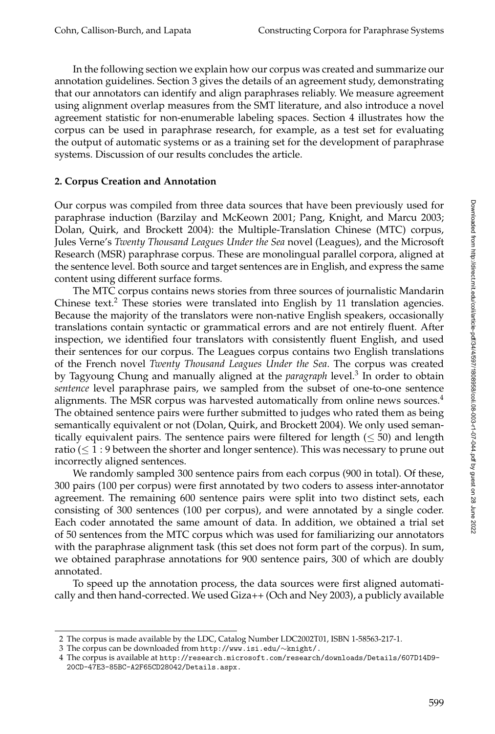In the following section we explain how our corpus was created and summarize our annotation guidelines. Section 3 gives the details of an agreement study, demonstrating that our annotators can identify and align paraphrases reliably. We measure agreement using alignment overlap measures from the SMT literature, and also introduce a novel agreement statistic for non-enumerable labeling spaces. Section 4 illustrates how the corpus can be used in paraphrase research, for example, as a test set for evaluating the output of automatic systems or as a training set for the development of paraphrase systems. Discussion of our results concludes the article.

## 2. Corpus Creation and Annotation

Our corpus was compiled from three data sources that have been previously used for paraphrase induction (Barzilay and McKeown 2001; Pang, Knight, and Marcu 2003; Dolan, Quirk, and Brockett 2004): the Multiple-Translation Chinese (MTC) corpus, Jules Verne's *Twenty Thousand Leagues Under the Sea* novel (Leagues), and the Microsoft Research (MSR) paraphrase corpus. These are monolingual parallel corpora, aligned at the sentence level. Both source and target sentences are in English, and express the same content using different surface forms.

The MTC corpus contains news stories from three sources of journalistic Mandarin Chinese text.[2] These stories were translated into English by 11 translation agencies. Because the majority of the translators were non-native English speakers, occasionally translations contain syntactic or grammatical errors and are not entirely fluent. After inspection, we identified four translators with consistently fluent English, and used their sentences for our corpus. The Leagues corpus contains two English translations of the French novel *Twenty Thousand Leagues Under the Sea*. The corpus was created by Tagyoung Chung and manually aligned at the *paragraph* level.[3] In order to obtain *sentence* level paraphrase pairs, we sampled from the subset of one-to-one sentence alignments. The MSR corpus was harvested automatically from online news sources.[4] The obtained sentence pairs were further submitted to judges who rated them as being semantically equivalent or not (Dolan, Quirk, and Brockett 2004). We only used semantically equivalent pairs. The sentence pairs were filtered for length ($\leq 50$) and length ratio ($\leq 1:9$ between the shorter and longer sentence). This was necessary to prune out incorrectly aligned sentences.

We randomly sampled 300 sentence pairs from each corpus (900 in total). Of these, 300 pairs (100 per corpus) were first annotated by two coders to assess inter-annotator agreement. The remaining 600 sentence pairs were split into two distinct sets, each consisting of 300 sentences (100 per corpus), and were annotated by a single coder. Each coder annotated the same amount of data. In addition, we obtained a trial set of 50 sentences from the MTC corpus which was used for familiarizing our annotators with the paraphrase alignment task (this set does not form part of the corpus). In sum, we obtained paraphrase annotations for 900 sentence pairs, 300 of which are doubly annotated.

To speed up the annotation process, the data sources were first aligned automatically and then hand-corrected. We used Giza++ (Och and Ney 2003), a publicly available

---

2 The corpus is made available by the LDC, Catalog Number LDC2002T01, ISBN 1-58563-217-1.

3 The corpus can be downloaded from `http://www.isi.edu/~knight/`.

4 The corpus is available at `http://research.microsoft.com/research/downloads/Details/607D14D9-20CD-47E3-85BC-A2F65CD28042/Details.aspx`.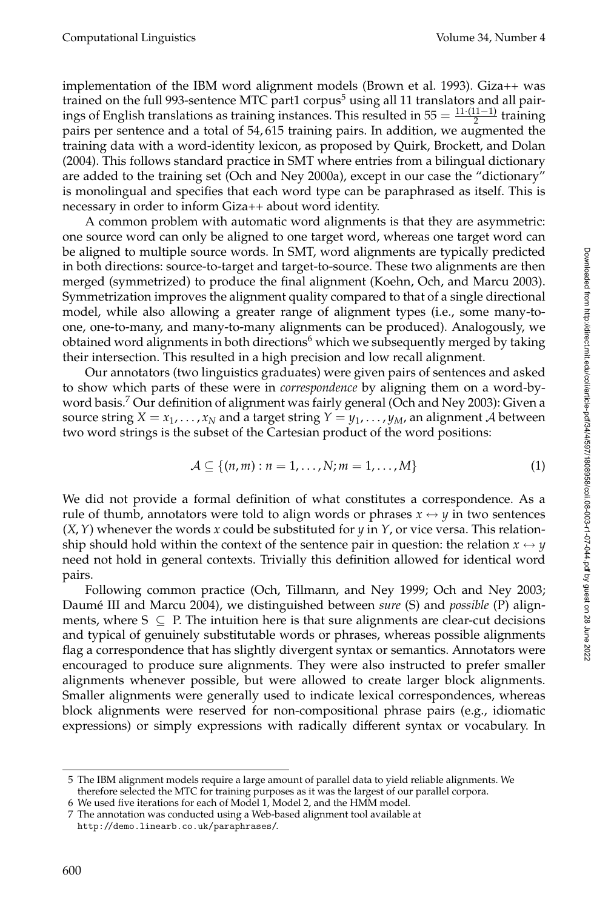implementation of the IBM word alignment models (Brown et al. 1993). Giza++ was trained on the full 993-sentence MTC part1 corpus[5] using all 11 translators and all pairings of English translations as training instances. This resulted in $55 = \frac{11 \cdot (11-1)}{2}$ training pairs per sentence and a total of 54,615 training pairs. In addition, we augmented the training data with a word-identity lexicon, as proposed by Quirk, Brockett, and Dolan (2004). This follows standard practice in SMT where entries from a bilingual dictionary are added to the training set (Och and Ney 2000a), except in our case the "dictionary" is monolingual and specifies that each word type can be paraphrased as itself. This is necessary in order to inform Giza++ about word identity.

A common problem with automatic word alignments is that they are asymmetric: one source word can only be aligned to one target word, whereas one target word can be aligned to multiple source words. In SMT, word alignments are typically predicted in both directions: source-to-target and target-to-source. These two alignments are then merged (symmetrized) to produce the final alignment (Koehn, Och, and Marcu 2003). Symmetrization improves the alignment quality compared to that of a single directional model, while also allowing a greater range of alignment types (i.e., some many-to-one, one-to-many, and many-to-many alignments can be produced). Analogously, we obtained word alignments in both directions[6] which we subsequently merged by taking their intersection. This resulted in a high precision and low recall alignment.

Our annotators (two linguistics graduates) were given pairs of sentences and asked to show which parts of these were in *correspondence* by aligning them on a word-by-word basis.[7] Our definition of alignment was fairly general (Och and Ney 2003): Given a source string $X = x_1, \ldots, x_N$ and a target string $Y = y_1, \ldots, y_M$, an alignment $\mathcal{A}$ between two word strings is the subset of the Cartesian product of the word positions:

$$\mathcal{A} \subseteq \{(n, m) : n = 1, \ldots, N; m = 1, \ldots, M\} \tag{1}$$

We did not provide a formal definition of what constitutes a correspondence. As a rule of thumb, annotators were told to align words or phrases $x \leftrightarrow y$ in two sentences $(X, Y)$ whenever the words $x$ could be substituted for $y$ in $Y$, or vice versa. This relationship should hold within the context of the sentence pair in question: the relation $x \leftrightarrow y$ need not hold in general contexts. Trivially this definition allowed for identical word pairs.

Following common practice (Och, Tillmann, and Ney 1999; Och and Ney 2003; Daumé III and Marcu 2004), we distinguished between *sure* (S) and *possible* (P) alignments, where $S \subseteq P$. The intuition here is that sure alignments are clear-cut decisions and typical of genuinely substitutable words or phrases, whereas possible alignments flag a correspondence that has slightly divergent syntax or semantics. Annotators were encouraged to produce sure alignments. They were also instructed to prefer smaller alignments whenever possible, but were allowed to create larger block alignments. Smaller alignments were generally used to indicate lexical correspondences, whereas block alignments were reserved for non-compositional phrase pairs (e.g., idiomatic expressions) or simply expressions with radically different syntax or vocabulary. In

---

5 The IBM alignment models require a large amount of parallel data to yield reliable alignments. We therefore selected the MTC for training purposes as it was the largest of our parallel corpora.

6 We used five iterations for each of Model 1, Model 2, and the HMM model.

7 The annotation was conducted using a Web-based alignment tool available at http://demo.linearb.co.uk/paraphrases/.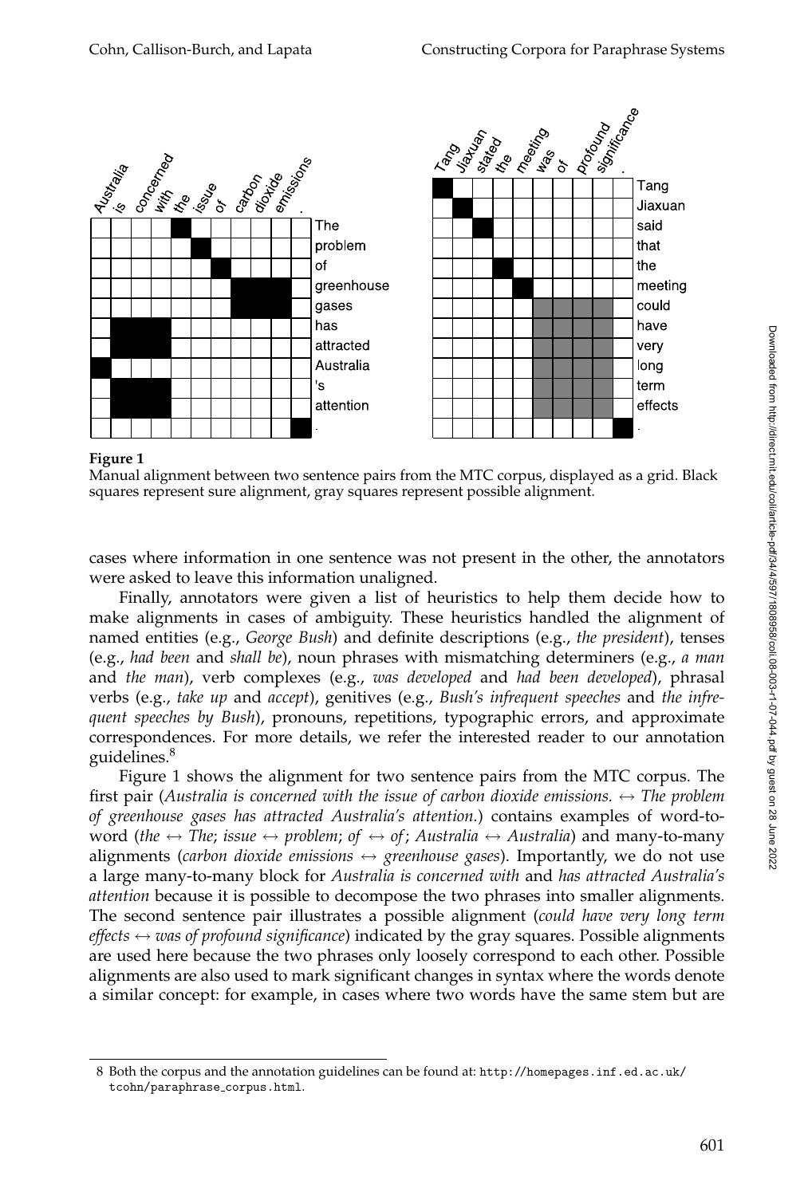**Figure 1**
Manual alignment between two sentence pairs from the MTC corpus, displayed as a grid. Black squares represent sure alignment, gray squares represent possible alignment.

cases where information in one sentence was not present in the other, the annotators were asked to leave this information unaligned.

Finally, annotators were given a list of heuristics to help them decide how to make alignments in cases of ambiguity. These heuristics handled the alignment of named entities (e.g., *George Bush*) and definite descriptions (e.g., *the president*), tenses (e.g., *had been* and *shall be*), noun phrases with mismatching determiners (e.g., *a man* and *the man*), verb complexes (e.g., *was developed* and *had been developed*), phrasal verbs (e.g., *take up* and *accept*), genitives (e.g., *Bush's infrequent speeches* and *the infrequent speeches by Bush*), pronouns, repetitions, typographic errors, and approximate correspondences. For more details, we refer the interested reader to our annotation guidelines.[8]

Figure 1 shows the alignment for two sentence pairs from the MTC corpus. The first pair (*Australia is concerned with the issue of carbon dioxide emissions.* ↔ *The problem of greenhouse gases has attracted Australia's attention.*) contains examples of word-to-word (*the* ↔ *The*; *issue* ↔ *problem*; *of* ↔ *of*; *Australia* ↔ *Australia*) and many-to-many alignments (*carbon dioxide emissions* ↔ *greenhouse gases*). Importantly, we do not use a large many-to-many block for *Australia is concerned with* and *has attracted Australia's attention* because it is possible to decompose the two phrases into smaller alignments. The second sentence pair illustrates a possible alignment (*could have very long term effects* ↔ *was of profound significance*) indicated by the gray squares. Possible alignments are used here because the two phrases only loosely correspond to each other. Possible alignments are also used to mark significant changes in syntax where the words denote a similar concept: for example, in cases where two words have the same stem but are

---

8 Both the corpus and the annotation guidelines can be found at: http://homepages.inf.ed.ac.uk/tcohn/paraphrase_corpus.html.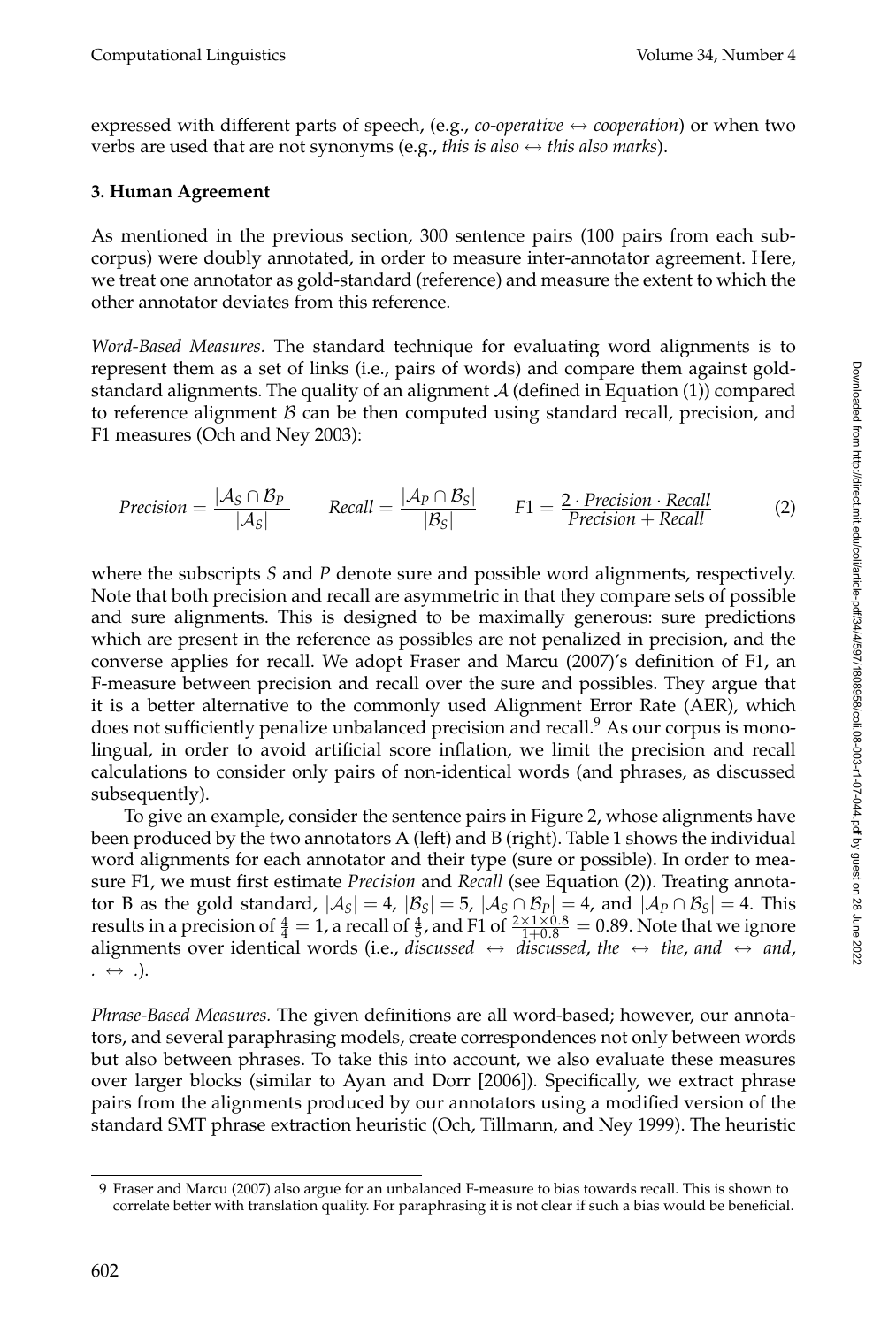expressed with different parts of speech, (e.g., *co-operative* $\leftrightarrow$ *cooperation*) or when two verbs are used that are not synonyms (e.g., *this is also* $\leftrightarrow$ *this also marks*).

## 3. Human Agreement

As mentioned in the previous section, 300 sentence pairs (100 pairs from each subcorpus) were doubly annotated, in order to measure inter-annotator agreement. Here, we treat one annotator as gold-standard (reference) and measure the extent to which the other annotator deviates from this reference.

*Word-Based Measures.* The standard technique for evaluating word alignments is to represent them as a set of links (i.e., pairs of words) and compare them against gold-standard alignments. The quality of an alignment $\mathcal{A}$ (defined in Equation (1)) compared to reference alignment $\mathcal{B}$ can be then computed using standard recall, precision, and F1 measures (Och and Ney 2003):

$$Precision = \frac{|\mathcal{A}_S \cap \mathcal{B}_P|}{|\mathcal{A}_S|} \qquad Recall = \frac{|\mathcal{A}_P \cap \mathcal{B}_S|}{|\mathcal{B}_S|} \qquad F1 = \frac{2 \cdot Precision \cdot Recall}{Precision + Recall} \tag{2}$$

where the subscripts $S$ and $P$ denote sure and possible word alignments, respectively. Note that both precision and recall are asymmetric in that they compare sets of possible and sure alignments. This is designed to be maximally generous: sure predictions which are present in the reference as possibles are not penalized in precision, and the converse applies for recall. We adopt Fraser and Marcu (2007)'s definition of F1, an F-measure between precision and recall over the sure and possibles. They argue that it is a better alternative to the commonly used Alignment Error Rate (AER), which does not sufficiently penalize unbalanced precision and recall.[9] As our corpus is monolingual, in order to avoid artificial score inflation, we limit the precision and recall calculations to consider only pairs of non-identical words (and phrases, as discussed subsequently).

To give an example, consider the sentence pairs in Figure 2, whose alignments have been produced by the two annotators A (left) and B (right). Table 1 shows the individual word alignments for each annotator and their type (sure or possible). In order to measure F1, we must first estimate *Precision* and *Recall* (see Equation (2)). Treating annotator B as the gold standard, $|\mathcal{A}_S| = 4$, $|\mathcal{B}_S| = 5$, $|\mathcal{A}_S \cap \mathcal{B}_P| = 4$, and $|\mathcal{A}_P \cap \mathcal{B}_S| = 4$. This results in a precision of $\frac{4}{4} = 1$, a recall of $\frac{4}{5}$, and F1 of $\frac{2 \times 1 \times 0.8}{1+0.8} = 0.89$. Note that we ignore alignments over identical words (i.e., *discussed* $\leftrightarrow$ *discussed*, *the* $\leftrightarrow$ *the*, *and* $\leftrightarrow$ *and*, *.* $\leftrightarrow$ *.*).

*Phrase-Based Measures.* The given definitions are all word-based; however, our annotators, and several paraphrasing models, create correspondences not only between words but also between phrases. To take this into account, we also evaluate these measures over larger blocks (similar to Ayan and Dorr [2006]). Specifically, we extract phrase pairs from the alignments produced by our annotators using a modified version of the standard SMT phrase extraction heuristic (Och, Tillmann, and Ney 1999). The heuristic

9 Fraser and Marcu (2007) also argue for an unbalanced F-measure to bias towards recall. This is shown to correlate better with translation quality. For paraphrasing it is not clear if such a bias would be beneficial.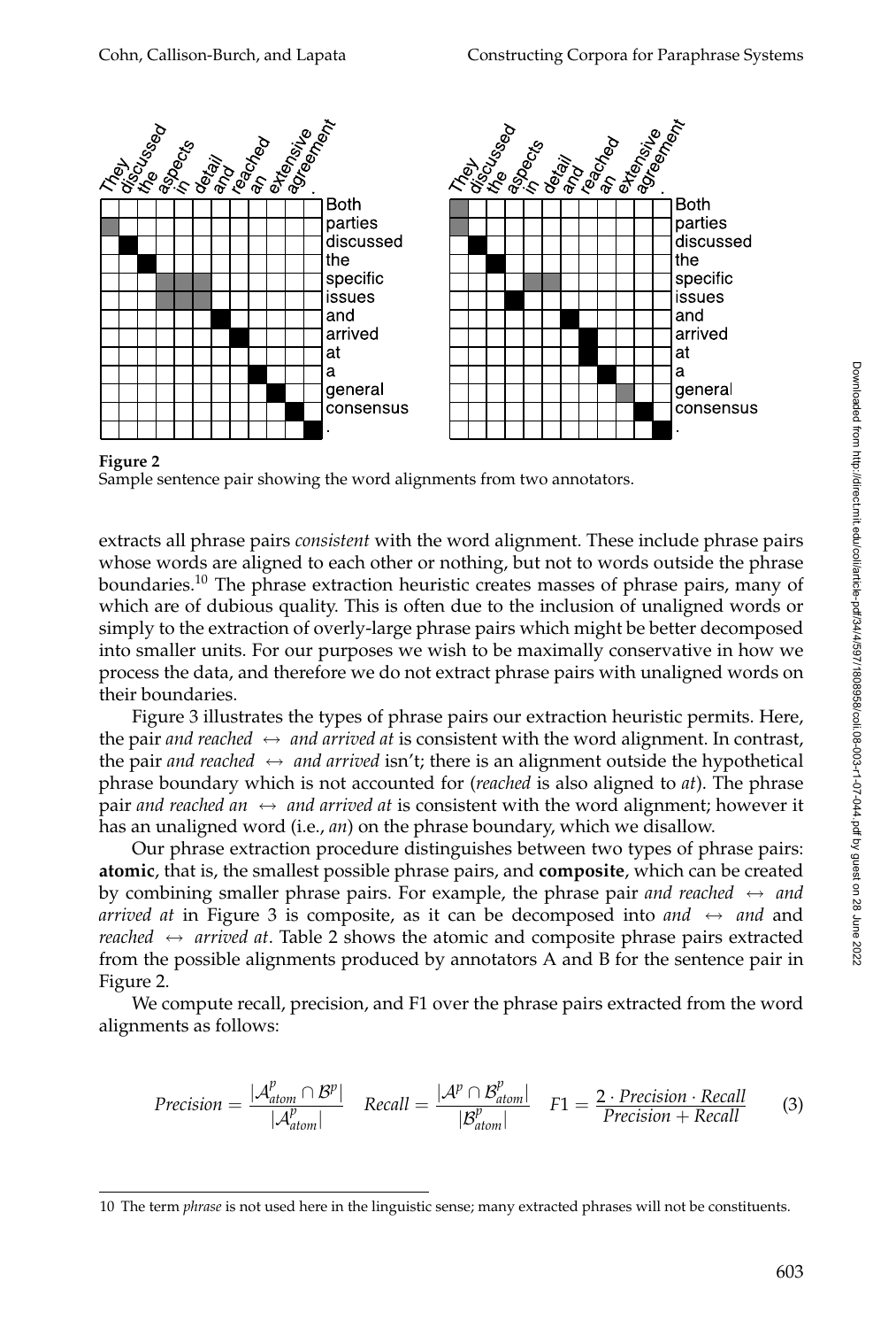**Figure 2**
Sample sentence pair showing the word alignments from two annotators.

extracts all phrase pairs *consistent* with the word alignment. These include phrase pairs whose words are aligned to each other or nothing, but not to words outside the phrase boundaries.[10] The phrase extraction heuristic creates masses of phrase pairs, many of which are of dubious quality. This is often due to the inclusion of unaligned words or simply to the extraction of overly-large phrase pairs which might be better decomposed into smaller units. For our purposes we wish to be maximally conservative in how we process the data, and therefore we do not extract phrase pairs with unaligned words on their boundaries.

Figure 3 illustrates the types of phrase pairs our extraction heuristic permits. Here, the pair *and reached* $\leftrightarrow$ *and arrived at* is consistent with the word alignment. In contrast, the pair *and reached* $\leftrightarrow$ *and arrived* isn't; there is an alignment outside the hypothetical phrase boundary which is not accounted for (*reached* is also aligned to *at*). The phrase pair *and reached an* $\leftrightarrow$ *and arrived at* is consistent with the word alignment; however it has an unaligned word (i.e., *an*) on the phrase boundary, which we disallow.

Our phrase extraction procedure distinguishes between two types of phrase pairs: **atomic**, that is, the smallest possible phrase pairs, and **composite**, which can be created by combining smaller phrase pairs. For example, the phrase pair *and reached* $\leftrightarrow$ *and arrived at* in Figure 3 is composite, as it can be decomposed into *and* $\leftrightarrow$ *and* and *reached* $\leftrightarrow$ *arrived at*. Table 2 shows the atomic and composite phrase pairs extracted from the possible alignments produced by annotators A and B for the sentence pair in Figure 2.

We compute recall, precision, and F1 over the phrase pairs extracted from the word alignments as follows:

$$Precision = \frac{|\mathcal{A}^p_{atom} \cap \mathcal{B}^p|}{|\mathcal{A}^p_{atom}|} \quad Recall = \frac{|\mathcal{A}^p \cap \mathcal{B}^p_{atom}|}{|\mathcal{B}^p_{atom}|} \quad F1 = \frac{2 \cdot Precision \cdot Recall}{Precision + Recall} \tag{3}$$

10 The term *phrase* is not used here in the linguistic sense; many extracted phrases will not be constituents.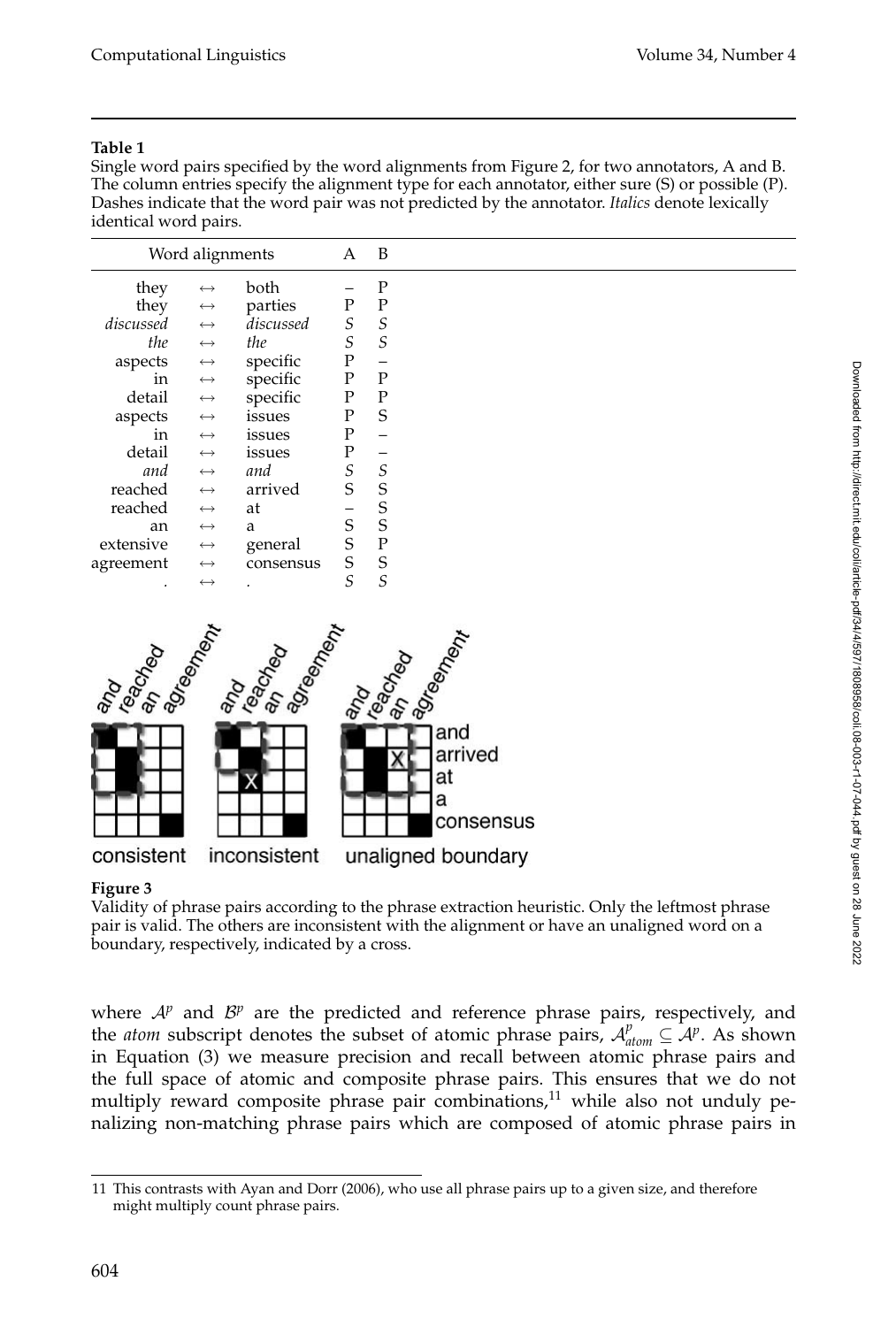**Table 1**

Single word pairs specified by the word alignments from Figure 2, for two annotators, A and B. The column entries specify the alignment type for each annotator, either sure (S) or possible (P). Dashes indicate that the word pair was not predicted by the annotator. *Italics* denote lexically identical word pairs.

| Word alignments | | | A | B |
|---|---|---|---|---|
| they | ↔ | both | – | P |
| they | ↔ | parties | P | P |
| *discussed* | ↔ | *discussed* | *S* | *S* |
| *the* | ↔ | *the* | *S* | *S* |
| aspects | ↔ | specific | P | – |
| in | ↔ | specific | P | P |
| detail | ↔ | specific | P | P |
| aspects | ↔ | issues | P | S |
| in | ↔ | issues | P | – |
| detail | ↔ | issues | P | – |
| *and* | ↔ | *and* | *S* | *S* |
| reached | ↔ | arrived | S | S |
| reached | ↔ | at | – | S |
| an | ↔ | a | S | S |
| extensive | ↔ | general | S | P |
| agreement | ↔ | consensus | S | S |
| *.* | ↔ | *.* | *S* | *S* |

**Figure 3**

Validity of phrase pairs according to the phrase extraction heuristic. Only the leftmost phrase pair is valid. The others are inconsistent with the alignment or have an unaligned word on a boundary, respectively, indicated by a cross.

where $\mathcal{A}^p$ and $\mathcal{B}^p$ are the predicted and reference phrase pairs, respectively, and the *atom* subscript denotes the subset of atomic phrase pairs, $\mathcal{A}^p_{atom} \subseteq \mathcal{A}^p$. As shown in Equation (3) we measure precision and recall between atomic phrase pairs and the full space of atomic and composite phrase pairs. This ensures that we do not multiply reward composite phrase pair combinations,[11] while also not unduly penalizing non-matching phrase pairs which are composed of atomic phrase pairs in

---

11 This contrasts with Ayan and Dorr (2006), who use all phrase pairs up to a given size, and therefore might multiply count phrase pairs.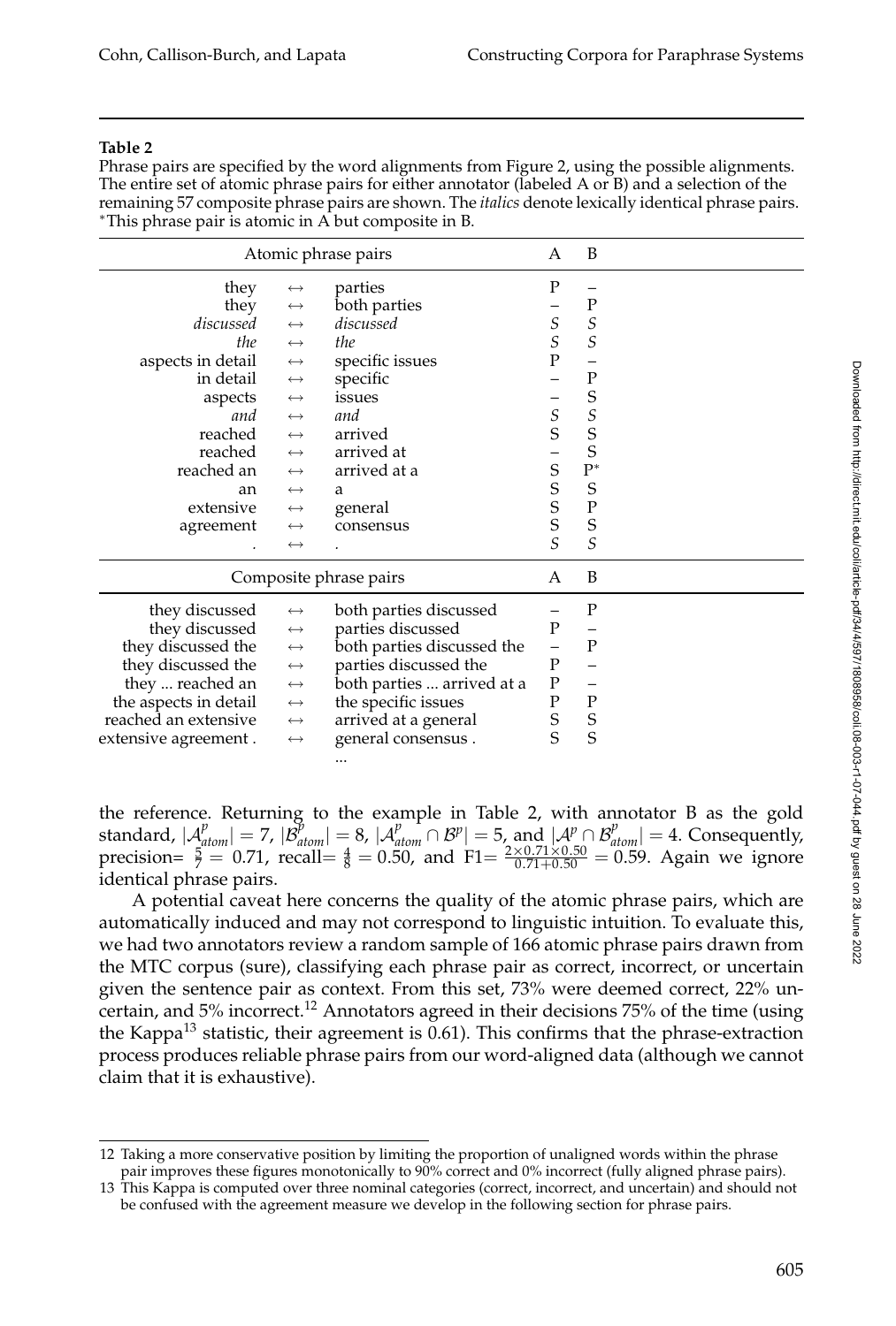**Table 2**

Phrase pairs are specified by the word alignments from Figure 2, using the possible alignments. The entire set of atomic phrase pairs for either annotator (labeled A or B) and a selection of the remaining 57 composite phrase pairs are shown. The *italics* denote lexically identical phrase pairs. *This phrase pair is atomic in A but composite in B.

| Atomic phrase pairs | | | A | B |
|---|---|---|---|---|
| they | ↔ | parties | P | – |
| they | ↔ | both parties | – | P |
| *discussed* | ↔ | *discussed* | *S* | *S* |
| *the* | ↔ | *the* | *S* | *S* |
| aspects in detail | ↔ | specific issues | P | – |
| in detail | ↔ | specific | – | P |
| aspects | ↔ | issues | – | S |
| *and* | ↔ | *and* | *S* | *S* |
| reached | ↔ | arrived | S | S |
| reached | ↔ | arrived at | – | S |
| reached an | ↔ | arrived at a | S | P* |
| an | ↔ | a | S | S |
| extensive | ↔ | general | S | P |
| agreement | ↔ | consensus | S | S |
| *.* | ↔ | *.* | *S* | *S* |
| **Composite phrase pairs** | | | **A** | **B** |
| they discussed | ↔ | both parties discussed | – | P |
| they discussed | ↔ | parties discussed | P | – |
| they discussed the | ↔ | both parties discussed the | – | P |
| they discussed the | ↔ | parties discussed the | P | – |
| they ... reached an | ↔ | both parties ... arrived at a | P | – |
| the aspects in detail | ↔ | the specific issues | P | P |
| reached an extensive | ↔ | arrived at a general | S | S |
| extensive agreement . | ↔ | general consensus . | S | S |
| | | ... | | |

the reference. Returning to the example in Table 2, with annotator B as the gold standard, $|\mathcal{A}^p_{atom}| = 7$, $|\mathcal{B}^p_{atom}| = 8$, $|\mathcal{A}^p_{atom} \cap \mathcal{B}^p| = 5$, and $|\mathcal{A}^p \cap \mathcal{B}^p_{atom}| = 4$. Consequently, precision$= \frac{5}{7} = 0.71$, recall$= \frac{4}{8} = 0.50$, and F1$= \frac{2 \times 0.71 \times 0.50}{0.71 + 0.50} = 0.59$. Again we ignore identical phrase pairs.

A potential caveat here concerns the quality of the atomic phrase pairs, which are automatically induced and may not correspond to linguistic intuition. To evaluate this, we had two annotators review a random sample of 166 atomic phrase pairs drawn from the MTC corpus (sure), classifying each phrase pair as correct, incorrect, or uncertain given the sentence pair as context. From this set, 73% were deemed correct, 22% uncertain, and 5% incorrect.[12] Annotators agreed in their decisions 75% of the time (using the Kappa[13] statistic, their agreement is 0.61). This confirms that the phrase-extraction process produces reliable phrase pairs from our word-aligned data (although we cannot claim that it is exhaustive).

---

12 Taking a more conservative position by limiting the proportion of unaligned words within the phrase pair improves these figures monotonically to 90% correct and 0% incorrect (fully aligned phrase pairs).

13 This Kappa is computed over three nominal categories (correct, incorrect, and uncertain) and should not be confused with the agreement measure we develop in the following section for phrase pairs.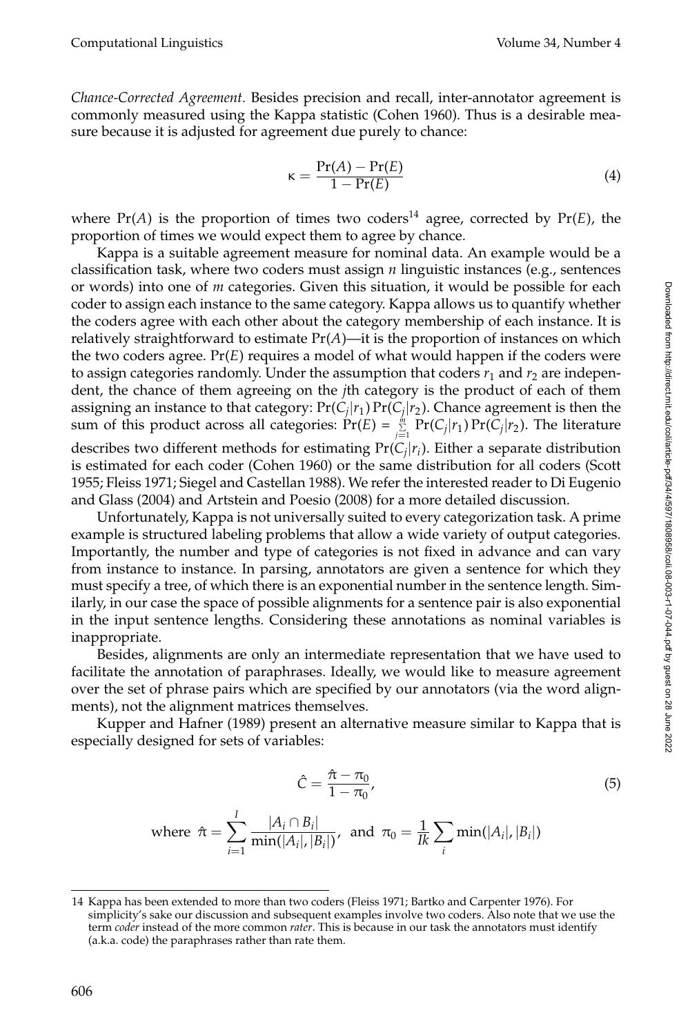*Chance-Corrected Agreement.* Besides precision and recall, inter-annotator agreement is commonly measured using the Kappa statistic (Cohen 1960). Thus is a desirable measure because it is adjusted for agreement due purely to chance:

$$\kappa = \frac{\Pr(A) - \Pr(E)}{1 - \Pr(E)} \tag{4}$$

where $\Pr(A)$ is the proportion of times two coders[14] agree, corrected by $\Pr(E)$, the proportion of times we would expect them to agree by chance.

Kappa is a suitable agreement measure for nominal data. An example would be a classification task, where two coders must assign $n$ linguistic instances (e.g., sentences or words) into one of $m$ categories. Given this situation, it would be possible for each coder to assign each instance to the same category. Kappa allows us to quantify whether the coders agree with each other about the category membership of each instance. It is relatively straightforward to estimate $\Pr(A)$—it is the proportion of instances on which the two coders agree. $\Pr(E)$ requires a model of what would happen if the coders were to assign categories randomly. Under the assumption that coders $r_1$ and $r_2$ are independent, the chance of them agreeing on the $j$th category is the product of each of them assigning an instance to that category: $\Pr(C_j|r_1)\Pr(C_j|r_2)$. Chance agreement is then the sum of this product across all categories: $\Pr(E) = \sum_{j=1}^{m} \Pr(C_j|r_1)\Pr(C_j|r_2)$. The literature describes two different methods for estimating $\Pr(C_j|r_i)$. Either a separate distribution is estimated for each coder (Cohen 1960) or the same distribution for all coders (Scott 1955; Fleiss 1971; Siegel and Castellan 1988). We refer the interested reader to Di Eugenio and Glass (2004) and Artstein and Poesio (2008) for a more detailed discussion.

Unfortunately, Kappa is not universally suited to every categorization task. A prime example is structured labeling problems that allow a wide variety of output categories. Importantly, the number and type of categories is not fixed in advance and can vary from instance to instance. In parsing, annotators are given a sentence for which they must specify a tree, of which there is an exponential number in the sentence length. Similarly, in our case the space of possible alignments for a sentence pair is also exponential in the input sentence lengths. Considering these annotations as nominal variables is inappropriate.

Besides, alignments are only an intermediate representation that we have used to facilitate the annotation of paraphrases. Ideally, we would like to measure agreement over the set of phrase pairs which are specified by our annotators (via the word alignments), not the alignment matrices themselves.

Kupper and Hafner (1989) present an alternative measure similar to Kappa that is especially designed for sets of variables:

$$\hat{C} = \frac{\hat{\pi} - \pi_0}{1 - \pi_0}, \tag{5}$$

$$\text{where } \hat{\pi} = \sum_{i=1}^{I} \frac{|A_i \cap B_i|}{\min(|A_i|, |B_i|)}, \text{ and } \pi_0 = \frac{1}{Ik} \sum_i \min(|A_i|, |B_i|)$$

---

14 Kappa has been extended to more than two coders (Fleiss 1971; Bartko and Carpenter 1976). For simplicity's sake our discussion and subsequent examples involve two coders. Also note that we use the term *coder* instead of the more common *rater*. This is because in our task the annotators must identify (a.k.a. code) the paraphrases rather than rate them.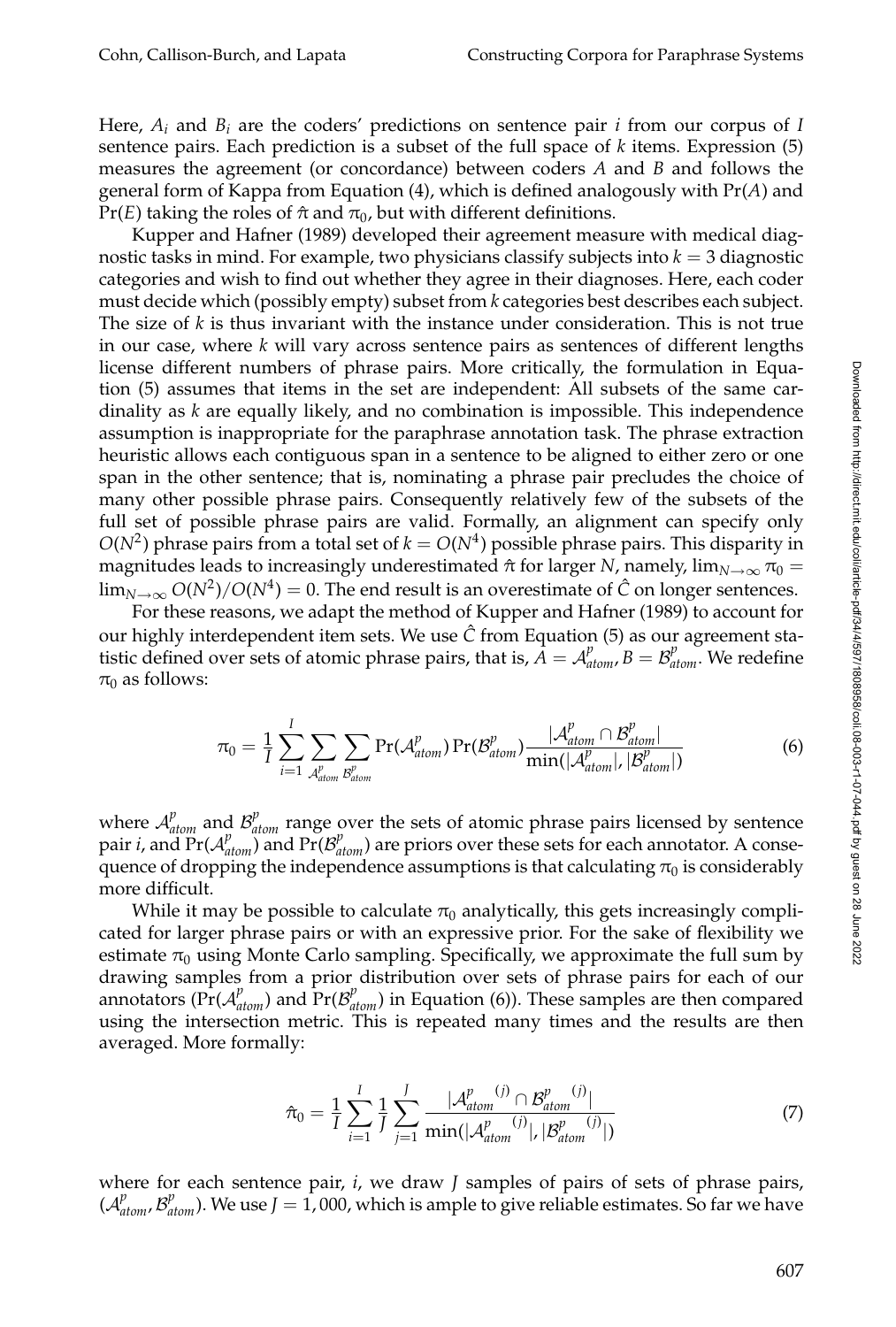Here, $A_i$ and $B_i$ are the coders' predictions on sentence pair $i$ from our corpus of $I$ sentence pairs. Each prediction is a subset of the full space of $k$ items. Expression (5) measures the agreement (or concordance) between coders $A$ and $B$ and follows the general form of Kappa from Equation (4), which is defined analogously with $\Pr(A)$ and $\Pr(E)$ taking the roles of $\hat{\pi}$ and $\pi_0$, but with different definitions.

Kupper and Hafner (1989) developed their agreement measure with medical diagnostic tasks in mind. For example, two physicians classify subjects into $k = 3$ diagnostic categories and wish to find out whether they agree in their diagnoses. Here, each coder must decide which (possibly empty) subset from $k$ categories best describes each subject. The size of $k$ is thus invariant with the instance under consideration. This is not true in our case, where $k$ will vary across sentence pairs as sentences of different lengths license different numbers of phrase pairs. More critically, the formulation in Equation (5) assumes that items in the set are independent: All subsets of the same cardinality as $k$ are equally likely, and no combination is impossible. This independence assumption is inappropriate for the paraphrase annotation task. The phrase extraction heuristic allows each contiguous span in a sentence to be aligned to either zero or one span in the other sentence; that is, nominating a phrase pair precludes the choice of many other possible phrase pairs. Consequently relatively few of the subsets of the full set of possible phrase pairs are valid. Formally, an alignment can specify only $O(N^2)$ phrase pairs from a total set of $k = O(N^4)$ possible phrase pairs. This disparity in magnitudes leads to increasingly underestimated $\hat{\pi}$ for larger $N$, namely, $\lim_{N\to\infty} \pi_0 = \lim_{N\to\infty} O(N^2)/O(N^4) = 0$. The end result is an overestimate of $\hat{C}$ on longer sentences.

For these reasons, we adapt the method of Kupper and Hafner (1989) to account for our highly interdependent item sets. We use $\hat{C}$ from Equation (5) as our agreement statistic defined over sets of atomic phrase pairs, that is, $A = \mathcal{A}^p_{atom}, B = \mathcal{B}^p_{atom}$. We redefine $\pi_0$ as follows:

$$\pi_0 = \frac{1}{I} \sum_{i=1}^{I} \sum_{\mathcal{A}^p_{atom}} \sum_{\mathcal{B}^p_{atom}} \Pr(\mathcal{A}^p_{atom}) \Pr(\mathcal{B}^p_{atom}) \frac{|\mathcal{A}^p_{atom} \cap \mathcal{B}^p_{atom}|}{\min(|\mathcal{A}^p_{atom}|, |\mathcal{B}^p_{atom}|)} \tag{6}$$

where $\mathcal{A}^p_{atom}$ and $\mathcal{B}^p_{atom}$ range over the sets of atomic phrase pairs licensed by sentence pair $i$, and $\Pr(\mathcal{A}^p_{atom})$ and $\Pr(\mathcal{B}^p_{atom})$ are priors over these sets for each annotator. A consequence of dropping the independence assumptions is that calculating $\pi_0$ is considerably more difficult.

While it may be possible to calculate $\pi_0$ analytically, this gets increasingly complicated for larger phrase pairs or with an expressive prior. For the sake of flexibility we estimate $\pi_0$ using Monte Carlo sampling. Specifically, we approximate the full sum by drawing samples from a prior distribution over sets of phrase pairs for each of our annotators ($\Pr(\mathcal{A}^p_{atom})$ and $\Pr(\mathcal{B}^p_{atom})$ in Equation (6)). These samples are then compared using the intersection metric. This is repeated many times and the results are then averaged. More formally:

$$\hat{\pi}_0 = \frac{1}{I} \sum_{i=1}^{I} \frac{1}{J} \sum_{j=1}^{J} \frac{|{\mathcal{A}^p_{atom}}^{(j)} \cap {\mathcal{B}^p_{atom}}^{(j)}|}{\min(|{\mathcal{A}^p_{atom}}^{(j)}|, |{\mathcal{B}^p_{atom}}^{(j)}|)} \tag{7}$$

where for each sentence pair, $i$, we draw $J$ samples of pairs of sets of phrase pairs, $(\mathcal{A}^p_{atom}, \mathcal{B}^p_{atom})$. We use $J = 1,000$, which is ample to give reliable estimates. So far we have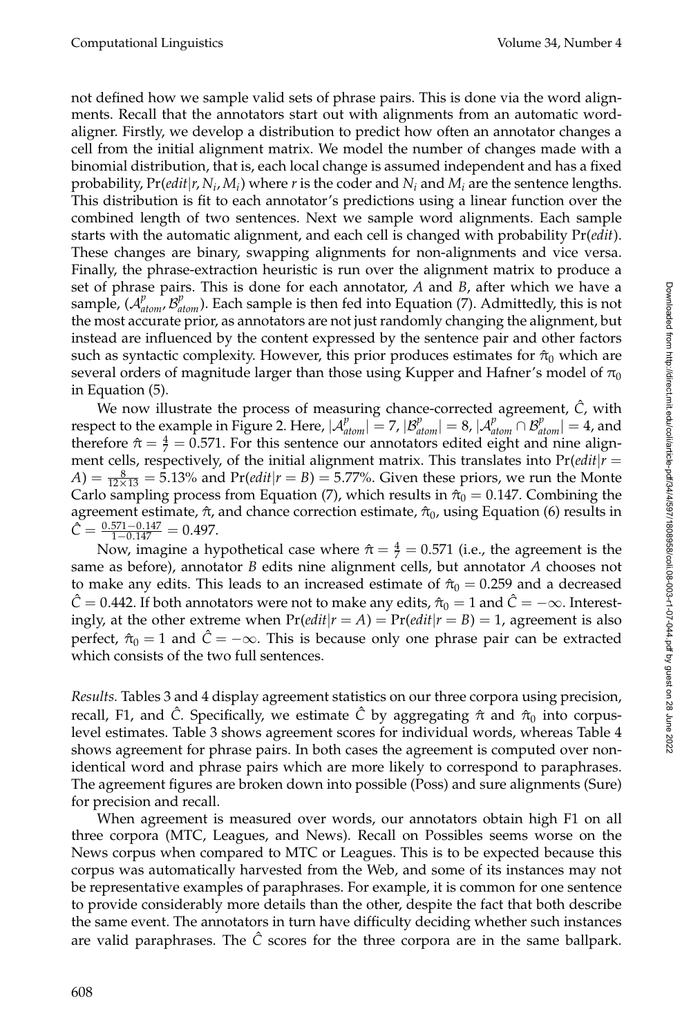not defined how we sample valid sets of phrase pairs. This is done via the word alignments. Recall that the annotators start out with alignments from an automatic word-aligner. Firstly, we develop a distribution to predict how often an annotator changes a cell from the initial alignment matrix. We model the number of changes made with a binomial distribution, that is, each local change is assumed independent and has a fixed probability, $\Pr(edit|r, N_i, M_i)$ where $r$ is the coder and $N_i$ and $M_i$ are the sentence lengths. This distribution is fit to each annotator's predictions using a linear function over the combined length of two sentences. Next we sample word alignments. Each sample starts with the automatic alignment, and each cell is changed with probability $\Pr(edit)$. These changes are binary, swapping alignments for non-alignments and vice versa. Finally, the phrase-extraction heuristic is run over the alignment matrix to produce a set of phrase pairs. This is done for each annotator, $A$ and $B$, after which we have a sample, $(\mathcal{A}^p_{atom}, \mathcal{B}^p_{atom})$. Each sample is then fed into Equation (7). Admittedly, this is not the most accurate prior, as annotators are not just randomly changing the alignment, but instead are influenced by the content expressed by the sentence pair and other factors such as syntactic complexity. However, this prior produces estimates for $\hat{\pi}_0$ which are several orders of magnitude larger than those using Kupper and Hafner's model of $\pi_0$ in Equation (5).

We now illustrate the process of measuring chance-corrected agreement, $\hat{C}$, with respect to the example in Figure 2. Here, $|\mathcal{A}^p_{atom}| = 7$, $|\mathcal{B}^p_{atom}| = 8$, $|\mathcal{A}^p_{atom} \cap \mathcal{B}^p_{atom}| = 4$, and therefore $\hat{\pi} = \frac{4}{7} = 0.571$. For this sentence our annotators edited eight and nine alignment cells, respectively, of the initial alignment matrix. This translates into $\Pr(edit|r = A) = \frac{8}{12 \times 13} = 5.13\%$ and $\Pr(edit|r = B) = 5.77\%$. Given these priors, we run the Monte Carlo sampling process from Equation (7), which results in $\hat{\pi}_0 = 0.147$. Combining the agreement estimate, $\hat{\pi}$, and chance correction estimate, $\hat{\pi}_0$, using Equation (6) results in $\hat{C} = \frac{0.571 - 0.147}{1 - 0.147} = 0.497$.

Now, imagine a hypothetical case where $\hat{\pi} = \frac{4}{7} = 0.571$ (i.e., the agreement is the same as before), annotator $B$ edits nine alignment cells, but annotator $A$ chooses not to make any edits. This leads to an increased estimate of $\hat{\pi}_0 = 0.259$ and a decreased $\hat{C} = 0.442$. If both annotators were not to make any edits, $\hat{\pi}_0 = 1$ and $\hat{C} = -\infty$. Interestingly, at the other extreme when $\Pr(edit|r = A) = \Pr(edit|r = B) = 1$, agreement is also perfect, $\hat{\pi}_0 = 1$ and $\hat{C} = -\infty$. This is because only one phrase pair can be extracted which consists of the two full sentences.

*Results.* Tables 3 and 4 display agreement statistics on our three corpora using precision, recall, F1, and $\hat{C}$. Specifically, we estimate $\hat{C}$ by aggregating $\hat{\pi}$ and $\hat{\pi}_0$ into corpus-level estimates. Table 3 shows agreement scores for individual words, whereas Table 4 shows agreement for phrase pairs. In both cases the agreement is computed over non-identical word and phrase pairs which are more likely to correspond to paraphrases. The agreement figures are broken down into possible (Poss) and sure alignments (Sure) for precision and recall.

When agreement is measured over words, our annotators obtain high F1 on all three corpora (MTC, Leagues, and News). Recall on Possibles seems worse on the News corpus when compared to MTC or Leagues. This is to be expected because this corpus was automatically harvested from the Web, and some of its instances may not be representative examples of paraphrases. For example, it is common for one sentence to provide considerably more details than the other, despite the fact that both describe the same event. The annotators in turn have difficulty deciding whether such instances are valid paraphrases. The $\hat{C}$ scores for the three corpora are in the same ballpark.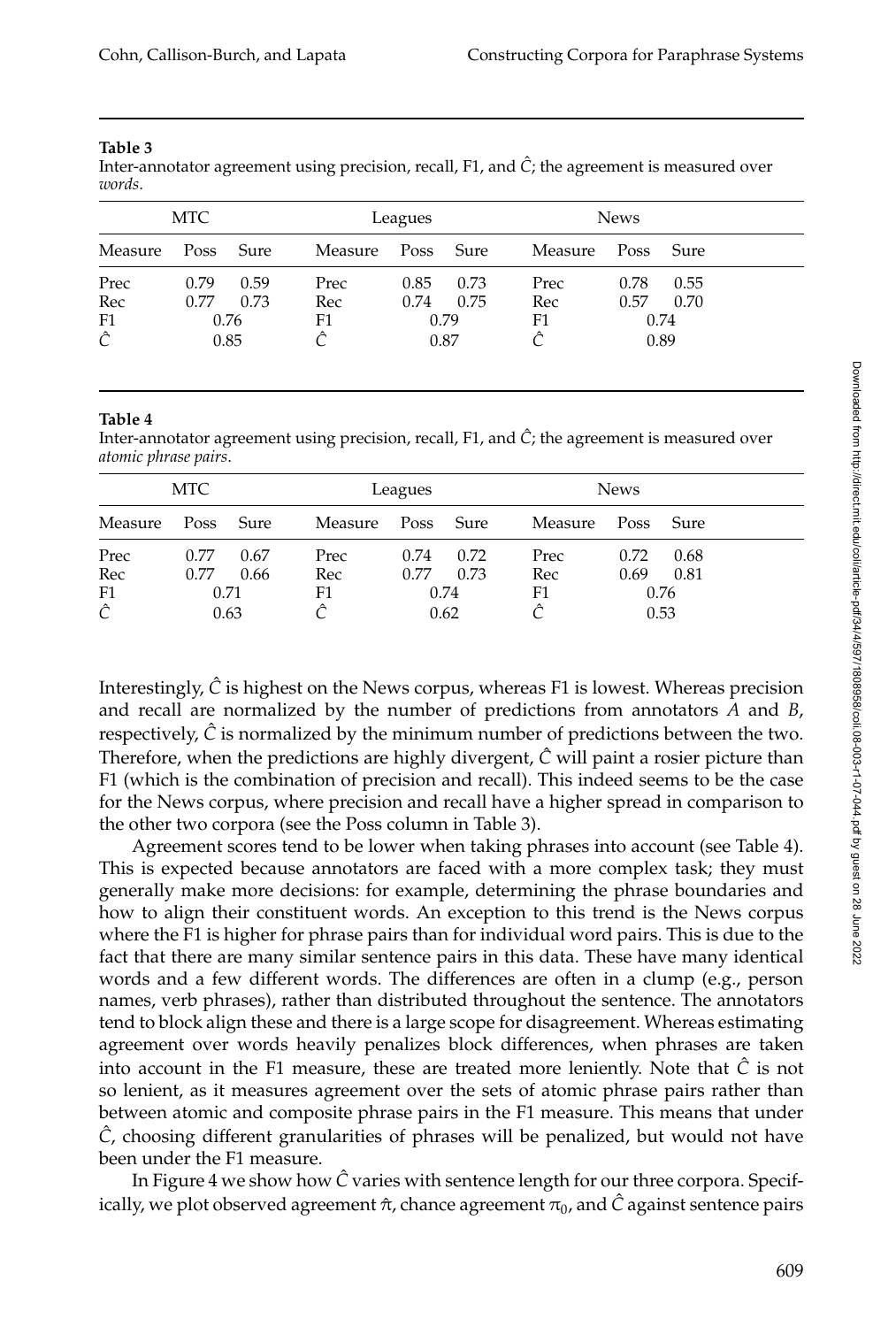**Table 3**

Inter-annotator agreement using precision, recall, F1, and $\hat{C}$; the agreement is measured over *words*.

| MTC | | | Leagues | | | News | | |
|---|---|---|---|---|---|---|---|---|
| Measure | Poss | Sure | Measure | Poss | Sure | Measure | Poss | Sure |
| Prec | 0.79 | 0.59 | Prec | 0.85 | 0.73 | Prec | 0.78 | 0.55 |
| Rec | 0.77 | 0.73 | Rec | 0.74 | 0.75 | Rec | 0.57 | 0.70 |
| F1 | 0.76 | | F1 | 0.79 | | F1 | 0.74 | |
| $\hat{C}$ | 0.85 | | $\hat{C}$ | 0.87 | | $\hat{C}$ | 0.89 | |

**Table 4**

Inter-annotator agreement using precision, recall, F1, and $\hat{C}$; the agreement is measured over *atomic phrase pairs*.

| MTC | | | Leagues | | | News | | |
|---|---|---|---|---|---|---|---|---|
| Measure | Poss | Sure | Measure | Poss | Sure | Measure | Poss | Sure |
| Prec | 0.77 | 0.67 | Prec | 0.74 | 0.72 | Prec | 0.72 | 0.68 |
| Rec | 0.77 | 0.66 | Rec | 0.77 | 0.73 | Rec | 0.69 | 0.81 |
| F1 | 0.71 | | F1 | 0.74 | | F1 | 0.76 | |
| $\hat{C}$ | 0.63 | | $\hat{C}$ | 0.62 | | $\hat{C}$ | 0.53 | |

Interestingly, $\hat{C}$ is highest on the News corpus, whereas F1 is lowest. Whereas precision and recall are normalized by the number of predictions from annotators *A* and *B*, respectively, $\hat{C}$ is normalized by the minimum number of predictions between the two. Therefore, when the predictions are highly divergent, $\hat{C}$ will paint a rosier picture than F1 (which is the combination of precision and recall). This indeed seems to be the case for the News corpus, where precision and recall have a higher spread in comparison to the other two corpora (see the Poss column in Table 3).

Agreement scores tend to be lower when taking phrases into account (see Table 4). This is expected because annotators are faced with a more complex task; they must generally make more decisions: for example, determining the phrase boundaries and how to align their constituent words. An exception to this trend is the News corpus where the F1 is higher for phrase pairs than for individual word pairs. This is due to the fact that there are many similar sentence pairs in this data. These have many identical words and a few different words. The differences are often in a clump (e.g., person names, verb phrases), rather than distributed throughout the sentence. The annotators tend to block align these and there is a large scope for disagreement. Whereas estimating agreement over words heavily penalizes block differences, when phrases are taken into account in the F1 measure, these are treated more leniently. Note that $\hat{C}$ is not so lenient, as it measures agreement over the sets of atomic phrase pairs rather than between atomic and composite phrase pairs in the F1 measure. This means that under $\hat{C}$, choosing different granularities of phrases will be penalized, but would not have been under the F1 measure.

In Figure 4 we show how $\hat{C}$ varies with sentence length for our three corpora. Specifically, we plot observed agreement $\hat{\pi}$, chance agreement $\pi_0$, and $\hat{C}$ against sentence pairs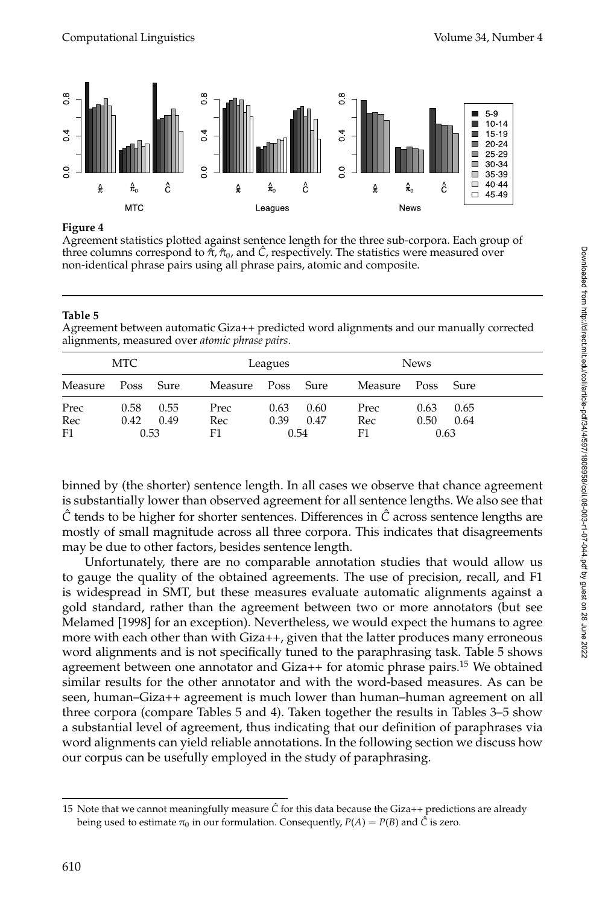**Figure 4**
Agreement statistics plotted against sentence length for the three sub-corpora. Each group of three columns correspond to $\hat{\pi}$, $\hat{\pi}_0$, and $\hat{C}$, respectively. The statistics were measured over non-identical phrase pairs using all phrase pairs, atomic and composite.

**Table 5**
Agreement between automatic Giza++ predicted word alignments and our manually corrected alignments, measured over *atomic phrase pairs*.

| MTC | | | Leagues | | | News | | |
|---|---|---|---|---|---|---|---|---|
| Measure | Poss | Sure | Measure | Poss | Sure | Measure | Poss | Sure |
| Prec | 0.58 | 0.55 | Prec | 0.63 | 0.60 | Prec | 0.63 | 0.65 |
| Rec | 0.42 | 0.49 | Rec | 0.39 | 0.47 | Rec | 0.50 | 0.64 |
| F1 | 0.53 | | F1 | 0.54 | | F1 | 0.63 | |

binned by (the shorter) sentence length. In all cases we observe that chance agreement is substantially lower than observed agreement for all sentence lengths. We also see that $\hat{C}$ tends to be higher for shorter sentences. Differences in $\hat{C}$ across sentence lengths are mostly of small magnitude across all three corpora. This indicates that disagreements may be due to other factors, besides sentence length.

Unfortunately, there are no comparable annotation studies that would allow us to gauge the quality of the obtained agreements. The use of precision, recall, and F1 is widespread in SMT, but these measures evaluate automatic alignments against a gold standard, rather than the agreement between two or more annotators (but see Melamed [1998] for an exception). Nevertheless, we would expect the humans to agree more with each other than with Giza++, given that the latter produces many erroneous word alignments and is not specifically tuned to the paraphrasing task. Table 5 shows agreement between one annotator and Giza++ for atomic phrase pairs.[15] We obtained similar results for the other annotator and with the word-based measures. As can be seen, human–Giza++ agreement is much lower than human–human agreement on all three corpora (compare Tables 5 and 4). Taken together the results in Tables 3–5 show a substantial level of agreement, thus indicating that our definition of paraphrases via word alignments can yield reliable annotations. In the following section we discuss how our corpus can be usefully employed in the study of paraphrasing.

15 Note that we cannot meaningfully measure $\hat{C}$ for this data because the Giza++ predictions are already being used to estimate $\pi_0$ in our formulation. Consequently, $P(A) = P(B)$ and $\hat{C}$ is zero.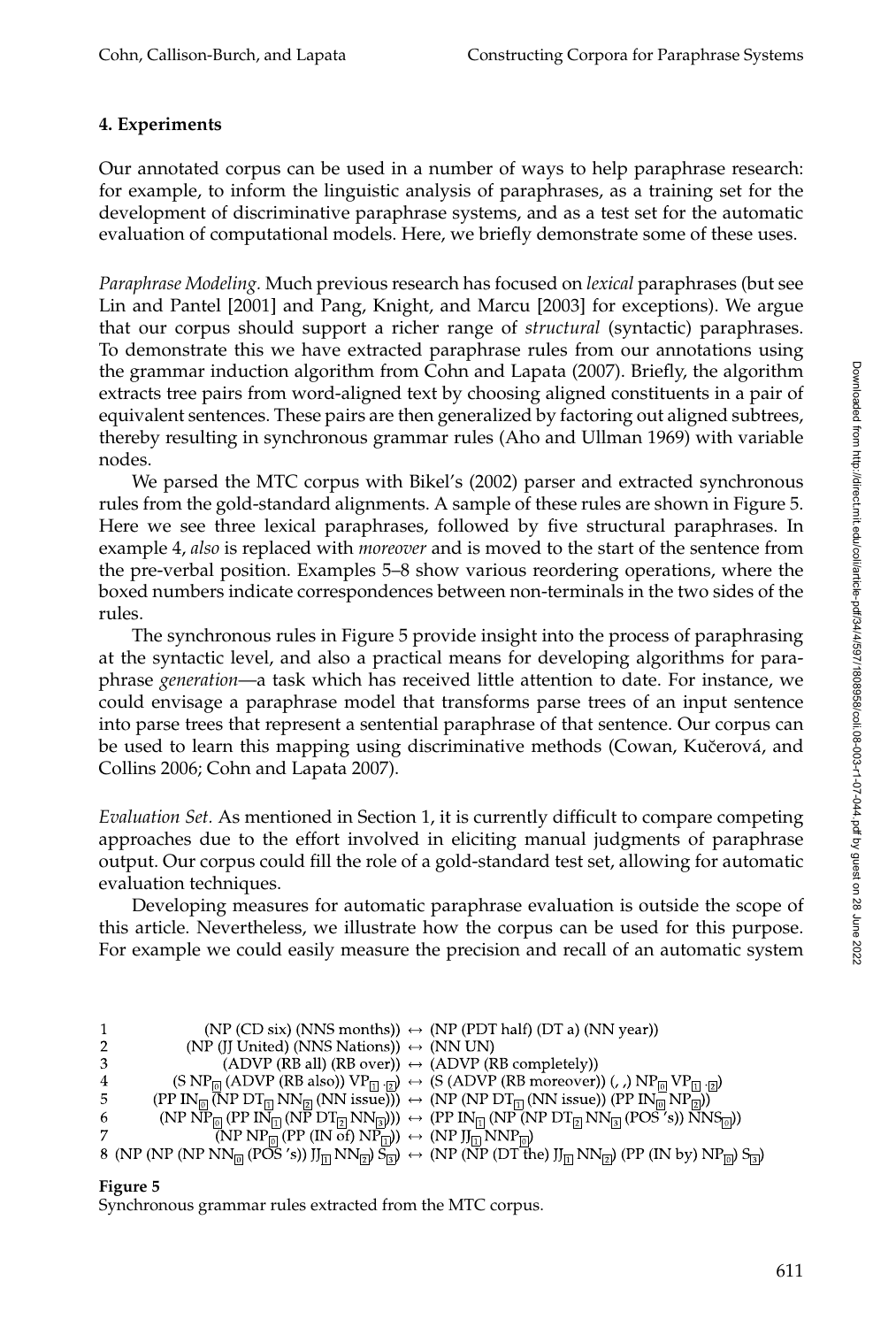## 4. Experiments

Our annotated corpus can be used in a number of ways to help paraphrase research: for example, to inform the linguistic analysis of paraphrases, as a training set for the development of discriminative paraphrase systems, and as a test set for the automatic evaluation of computational models. Here, we briefly demonstrate some of these uses.

*Paraphrase Modeling.* Much previous research has focused on *lexical* paraphrases (but see Lin and Pantel [2001] and Pang, Knight, and Marcu [2003] for exceptions). We argue that our corpus should support a richer range of *structural* (syntactic) paraphrases. To demonstrate this we have extracted paraphrase rules from our annotations using the grammar induction algorithm from Cohn and Lapata (2007). Briefly, the algorithm extracts tree pairs from word-aligned text by choosing aligned constituents in a pair of equivalent sentences. These pairs are then generalized by factoring out aligned subtrees, thereby resulting in synchronous grammar rules (Aho and Ullman 1969) with variable nodes.

We parsed the MTC corpus with Bikel's (2002) parser and extracted synchronous rules from the gold-standard alignments. A sample of these rules are shown in Figure 5. Here we see three lexical paraphrases, followed by five structural paraphrases. In example 4, *also* is replaced with *moreover* and is moved to the start of the sentence from the pre-verbal position. Examples 5–8 show various reordering operations, where the boxed numbers indicate correspondences between non-terminals in the two sides of the rules.

The synchronous rules in Figure 5 provide insight into the process of paraphrasing at the syntactic level, and also a practical means for developing algorithms for paraphrase *generation*—a task which has received little attention to date. For instance, we could envisage a paraphrase model that transforms parse trees of an input sentence into parse trees that represent a sentential paraphrase of that sentence. Our corpus can be used to learn this mapping using discriminative methods (Cowan, Kučerová, and Collins 2006; Cohn and Lapata 2007).

*Evaluation Set.* As mentioned in Section 1, it is currently difficult to compare competing approaches due to the effort involved in eliciting manual judgments of paraphrase output. Our corpus could fill the role of a gold-standard test set, allowing for automatic evaluation techniques.

Developing measures for automatic paraphrase evaluation is outside the scope of this article. Nevertheless, we illustrate how the corpus can be used for this purpose. For example we could easily measure the precision and recall of an automatic system

```
1  (NP (CD six) (NNS months)) ↔ (NP (PDT half) (DT a) (NN year))
2  (NP (JJ United) (NNS Nations)) ↔ (NN UN)
3  (ADVP (RB all) (RB over)) ↔ (ADVP (RB completely))
4  (S NP[0] (ADVP (RB also)) VP[1] .[2]) ↔ (S (ADVP (RB moreover)) (, ,) NP[0] VP[1] .[2])
5  (PP IN[0] (NP DT[1] NN[2] (NN issue))) ↔ (NP (NP DT[1] (NN issue)) (PP IN[0] NP[2]))
6  (NP NP[0] (PP IN[1] (NP DT[2] NN[3]))) ↔ (PP IN[1] (NP (NP DT[2] NN[3] (POS 's)) NNS[0]))
7  (NP NP[0] (PP (IN of) NP[1])) ↔ (NP JJ[1] NNP[0])
8  (NP (NP (NP NN[0] (POS 's)) JJ[1] NN[2]) S[3]) ↔ (NP (NP (DT the) JJ[1] NN[2]) (PP (IN by) NP[0]) S[3])
```

**Figure 5**
Synchronous grammar rules extracted from the MTC corpus.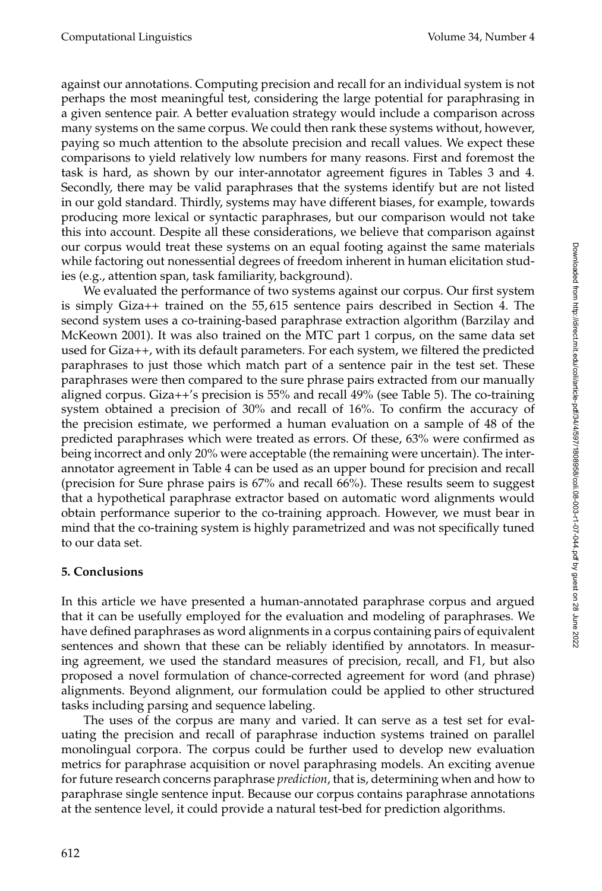against our annotations. Computing precision and recall for an individual system is not perhaps the most meaningful test, considering the large potential for paraphrasing in a given sentence pair. A better evaluation strategy would include a comparison across many systems on the same corpus. We could then rank these systems without, however, paying so much attention to the absolute precision and recall values. We expect these comparisons to yield relatively low numbers for many reasons. First and foremost the task is hard, as shown by our inter-annotator agreement figures in Tables 3 and 4. Secondly, there may be valid paraphrases that the systems identify but are not listed in our gold standard. Thirdly, systems may have different biases, for example, towards producing more lexical or syntactic paraphrases, but our comparison would not take this into account. Despite all these considerations, we believe that comparison against our corpus would treat these systems on an equal footing against the same materials while factoring out nonessential degrees of freedom inherent in human elicitation studies (e.g., attention span, task familiarity, background).

We evaluated the performance of two systems against our corpus. Our first system is simply Giza++ trained on the 55,615 sentence pairs described in Section 4. The second system uses a co-training-based paraphrase extraction algorithm (Barzilay and McKeown 2001). It was also trained on the MTC part 1 corpus, on the same data set used for Giza++, with its default parameters. For each system, we filtered the predicted paraphrases to just those which match part of a sentence pair in the test set. These paraphrases were then compared to the sure phrase pairs extracted from our manually aligned corpus. Giza++'s precision is 55% and recall 49% (see Table 5). The co-training system obtained a precision of 30% and recall of 16%. To confirm the accuracy of the precision estimate, we performed a human evaluation on a sample of 48 of the predicted paraphrases which were treated as errors. Of these, 63% were confirmed as being incorrect and only 20% were acceptable (the remaining were uncertain). The inter-annotator agreement in Table 4 can be used as an upper bound for precision and recall (precision for Sure phrase pairs is 67% and recall 66%). These results seem to suggest that a hypothetical paraphrase extractor based on automatic word alignments would obtain performance superior to the co-training approach. However, we must bear in mind that the co-training system is highly parametrized and was not specifically tuned to our data set.

## 5. Conclusions

In this article we have presented a human-annotated paraphrase corpus and argued that it can be usefully employed for the evaluation and modeling of paraphrases. We have defined paraphrases as word alignments in a corpus containing pairs of equivalent sentences and shown that these can be reliably identified by annotators. In measuring agreement, we used the standard measures of precision, recall, and F1, but also proposed a novel formulation of chance-corrected agreement for word (and phrase) alignments. Beyond alignment, our formulation could be applied to other structured tasks including parsing and sequence labeling.

The uses of the corpus are many and varied. It can serve as a test set for evaluating the precision and recall of paraphrase induction systems trained on parallel monolingual corpora. The corpus could be further used to develop new evaluation metrics for paraphrase acquisition or novel paraphrasing models. An exciting avenue for future research concerns paraphrase *prediction*, that is, determining when and how to paraphrase single sentence input. Because our corpus contains paraphrase annotations at the sentence level, it could provide a natural test-bed for prediction algorithms.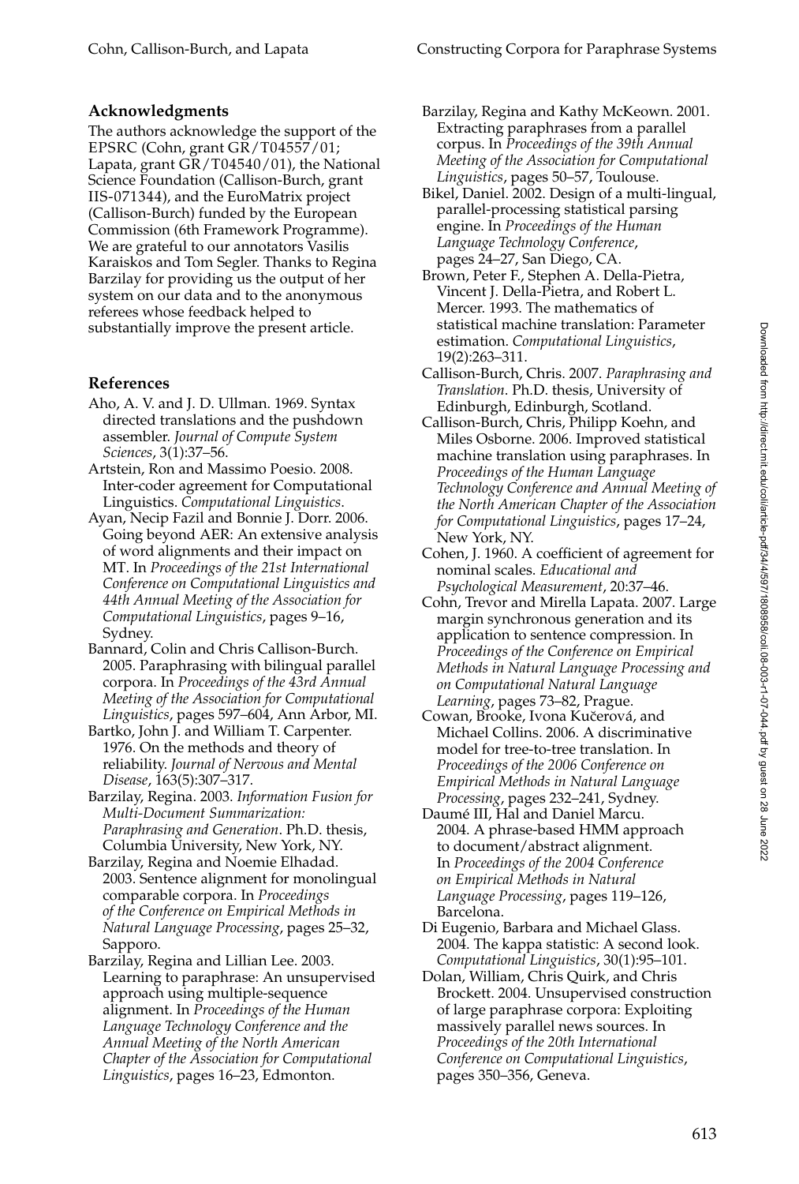## Acknowledgments

The authors acknowledge the support of the EPSRC (Cohn, grant GR/T04557/01; Lapata, grant GR/T04540/01), the National Science Foundation (Callison-Burch, grant IIS-071344), and the EuroMatrix project (Callison-Burch) funded by the European Commission (6th Framework Programme). We are grateful to our annotators Vasilis Karaiskos and Tom Segler. Thanks to Regina Barzilay for providing us the output of her system on our data and to the anonymous referees whose feedback helped to substantially improve the present article.

## References

Aho, A. V. and J. D. Ullman. 1969. Syntax directed translations and the pushdown assembler. *Journal of Compute System Sciences*, 3(1):37–56.

Artstein, Ron and Massimo Poesio. 2008. Inter-coder agreement for Computational Linguistics. *Computational Linguistics*.

Ayan, Necip Fazil and Bonnie J. Dorr. 2006. Going beyond AER: An extensive analysis of word alignments and their impact on MT. In *Proceedings of the 21st International Conference on Computational Linguistics and 44th Annual Meeting of the Association for Computational Linguistics*, pages 9–16, Sydney.

Bannard, Colin and Chris Callison-Burch. 2005. Paraphrasing with bilingual parallel corpora. In *Proceedings of the 43rd Annual Meeting of the Association for Computational Linguistics*, pages 597–604, Ann Arbor, MI.

Bartko, John J. and William T. Carpenter. 1976. On the methods and theory of reliability. *Journal of Nervous and Mental Disease*, 163(5):307–317.

Barzilay, Regina. 2003. *Information Fusion for Multi-Document Summarization: Paraphrasing and Generation*. Ph.D. thesis, Columbia University, New York, NY.

Barzilay, Regina and Noemie Elhadad. 2003. Sentence alignment for monolingual comparable corpora. In *Proceedings of the Conference on Empirical Methods in Natural Language Processing*, pages 25–32, Sapporo.

Barzilay, Regina and Lillian Lee. 2003. Learning to paraphrase: An unsupervised approach using multiple-sequence alignment. In *Proceedings of the Human Language Technology Conference and the Annual Meeting of the North American Chapter of the Association for Computational Linguistics*, pages 16–23, Edmonton.

Barzilay, Regina and Kathy McKeown. 2001. Extracting paraphrases from a parallel corpus. In *Proceedings of the 39th Annual Meeting of the Association for Computational Linguistics*, pages 50–57, Toulouse.

Bikel, Daniel. 2002. Design of a multi-lingual, parallel-processing statistical parsing engine. In *Proceedings of the Human Language Technology Conference*, pages 24–27, San Diego, CA.

Brown, Peter F., Stephen A. Della-Pietra, Vincent J. Della-Pietra, and Robert L. Mercer. 1993. The mathematics of statistical machine translation: Parameter estimation. *Computational Linguistics*, 19(2):263–311.

Callison-Burch, Chris. 2007. *Paraphrasing and Translation*. Ph.D. thesis, University of Edinburgh, Edinburgh, Scotland.

Callison-Burch, Chris, Philipp Koehn, and Miles Osborne. 2006. Improved statistical machine translation using paraphrases. In *Proceedings of the Human Language Technology Conference and Annual Meeting of the North American Chapter of the Association for Computational Linguistics*, pages 17–24, New York, NY.

Cohen, J. 1960. A coefficient of agreement for nominal scales. *Educational and Psychological Measurement*, 20:37–46.

Cohn, Trevor and Mirella Lapata. 2007. Large margin synchronous generation and its application to sentence compression. In *Proceedings of the Conference on Empirical Methods in Natural Language Processing and on Computational Natural Language Learning*, pages 73–82, Prague.

Cowan, Brooke, Ivona Kučerová, and Michael Collins. 2006. A discriminative model for tree-to-tree translation. In *Proceedings of the 2006 Conference on Empirical Methods in Natural Language Processing*, pages 232–241, Sydney.

Daumé III, Hal and Daniel Marcu. 2004. A phrase-based HMM approach to document/abstract alignment. In *Proceedings of the 2004 Conference on Empirical Methods in Natural Language Processing*, pages 119–126, Barcelona.

Di Eugenio, Barbara and Michael Glass. 2004. The kappa statistic: A second look. *Computational Linguistics*, 30(1):95–101.

Dolan, William, Chris Quirk, and Chris Brockett. 2004. Unsupervised construction of large paraphrase corpora: Exploiting massively parallel news sources. In *Proceedings of the 20th International Conference on Computational Linguistics*, pages 350–356, Geneva.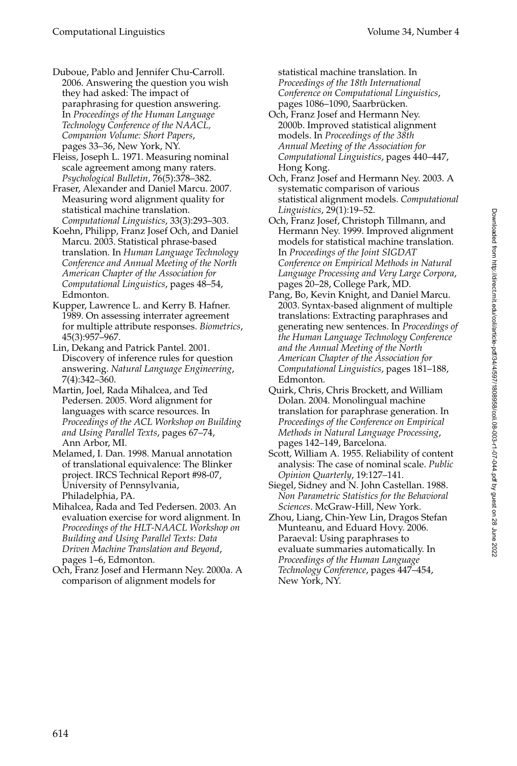Duboue, Pablo and Jennifer Chu-Carroll. 2006. Answering the question you wish they had asked: The impact of paraphrasing for question answering. In *Proceedings of the Human Language Technology Conference of the NAACL, Companion Volume: Short Papers*, pages 33–36, New York, NY.

Fleiss, Joseph L. 1971. Measuring nominal scale agreement among many raters. *Psychological Bulletin*, 76(5):378–382.

Fraser, Alexander and Daniel Marcu. 2007. Measuring word alignment quality for statistical machine translation. *Computational Linguistics*, 33(3):293–303.

Koehn, Philipp, Franz Josef Och, and Daniel Marcu. 2003. Statistical phrase-based translation. In *Human Language Technology Conference and Annual Meeting of the North American Chapter of the Association for Computational Linguistics*, pages 48–54, Edmonton.

Kupper, Lawrence L. and Kerry B. Hafner. 1989. On assessing interrater agreement for multiple attribute responses. *Biometrics*, 45(3):957–967.

Lin, Dekang and Patrick Pantel. 2001. Discovery of inference rules for question answering. *Natural Language Engineering*, 7(4):342–360.

Martin, Joel, Rada Mihalcea, and Ted Pedersen. 2005. Word alignment for languages with scarce resources. In *Proceedings of the ACL Workshop on Building and Using Parallel Texts*, pages 67–74, Ann Arbor, MI.

Melamed, I. Dan. 1998. Manual annotation of translational equivalence: The Blinker project. IRCS Technical Report #98-07, University of Pennsylvania, Philadelphia, PA.

Mihalcea, Rada and Ted Pedersen. 2003. An evaluation exercise for word alignment. In *Proceedings of the HLT-NAACL Workshop on Building and Using Parallel Texts: Data Driven Machine Translation and Beyond*, pages 1–6, Edmonton.

Och, Franz Josef and Hermann Ney. 2000a. A comparison of alignment models for statistical machine translation. In *Proceedings of the 18th International Conference on Computational Linguistics*, pages 1086–1090, Saarbrücken.

Och, Franz Josef and Hermann Ney. 2000b. Improved statistical alignment models. In *Proceedings of the 38th Annual Meeting of the Association for Computational Linguistics*, pages 440–447, Hong Kong.

Och, Franz Josef and Hermann Ney. 2003. A systematic comparison of various statistical alignment models. *Computational Linguistics*, 29(1):19–52.

Och, Franz Josef, Christoph Tillmann, and Hermann Ney. 1999. Improved alignment models for statistical machine translation. In *Proceedings of the Joint SIGDAT Conference on Empirical Methods in Natural Language Processing and Very Large Corpora*, pages 20–28, College Park, MD.

Pang, Bo, Kevin Knight, and Daniel Marcu. 2003. Syntax-based alignment of multiple translations: Extracting paraphrases and generating new sentences. In *Proceedings of the Human Language Technology Conference and the Annual Meeting of the North American Chapter of the Association for Computational Linguistics*, pages 181–188, Edmonton.

Quirk, Chris, Chris Brockett, and William Dolan. 2004. Monolingual machine translation for paraphrase generation. In *Proceedings of the Conference on Empirical Methods in Natural Language Processing*, pages 142–149, Barcelona.

Scott, William A. 1955. Reliability of content analysis: The case of nominal scale. *Public Opinion Quarterly*, 19:127–141.

Siegel, Sidney and N. John Castellan. 1988. *Non Parametric Statistics for the Behavioral Sciences*. McGraw-Hill, New York.

Zhou, Liang, Chin-Yew Lin, Dragos Stefan Munteanu, and Eduard Hovy. 2006. Paraeval: Using paraphrases to evaluate summaries automatically. In *Proceedings of the Human Language Technology Conference*, pages 447–454, New York, NY.